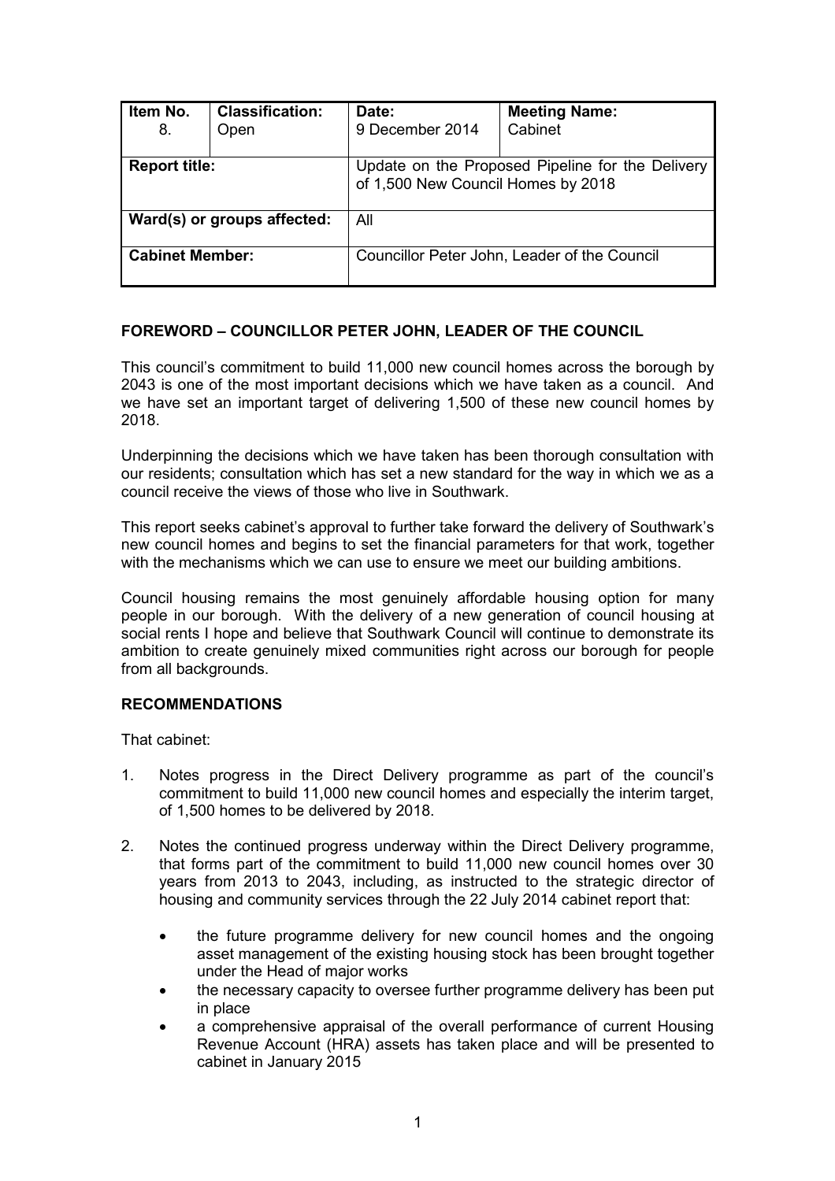| Item No. 8. | Classification: Open | Date: 9 December 2014 | Meeting Name: Cabinet |
|---|---|---|---|
| **Report title:** | | Update on the Proposed Pipeline for the Delivery of 1,500 New Council Homes by 2018 | |
| **Ward(s) or groups affected:** | | All | |
| **Cabinet Member:** | | Councillor Peter John, Leader of the Council | |

## FOREWORD – COUNCILLOR PETER JOHN, LEADER OF THE COUNCIL

This council's commitment to build 11,000 new council homes across the borough by 2043 is one of the most important decisions which we have taken as a council. And we have set an important target of delivering 1,500 of these new council homes by 2018.

Underpinning the decisions which we have taken has been thorough consultation with our residents; consultation which has set a new standard for the way in which we as a council receive the views of those who live in Southwark.

This report seeks cabinet's approval to further take forward the delivery of Southwark's new council homes and begins to set the financial parameters for that work, together with the mechanisms which we can use to ensure we meet our building ambitions.

Council housing remains the most genuinely affordable housing option for many people in our borough. With the delivery of a new generation of council housing at social rents I hope and believe that Southwark Council will continue to demonstrate its ambition to create genuinely mixed communities right across our borough for people from all backgrounds.

## RECOMMENDATIONS

That cabinet:

1. Notes progress in the Direct Delivery programme as part of the council's commitment to build 11,000 new council homes and especially the interim target, of 1,500 homes to be delivered by 2018.

2. Notes the continued progress underway within the Direct Delivery programme, that forms part of the commitment to build 11,000 new council homes over 30 years from 2013 to 2043, including, as instructed to the strategic director of housing and community services through the 22 July 2014 cabinet report that:

   - the future programme delivery for new council homes and the ongoing asset management of the existing housing stock has been brought together under the Head of major works
   - the necessary capacity to oversee further programme delivery has been put in place
   - a comprehensive appraisal of the overall performance of current Housing Revenue Account (HRA) assets has taken place and will be presented to cabinet in January 2015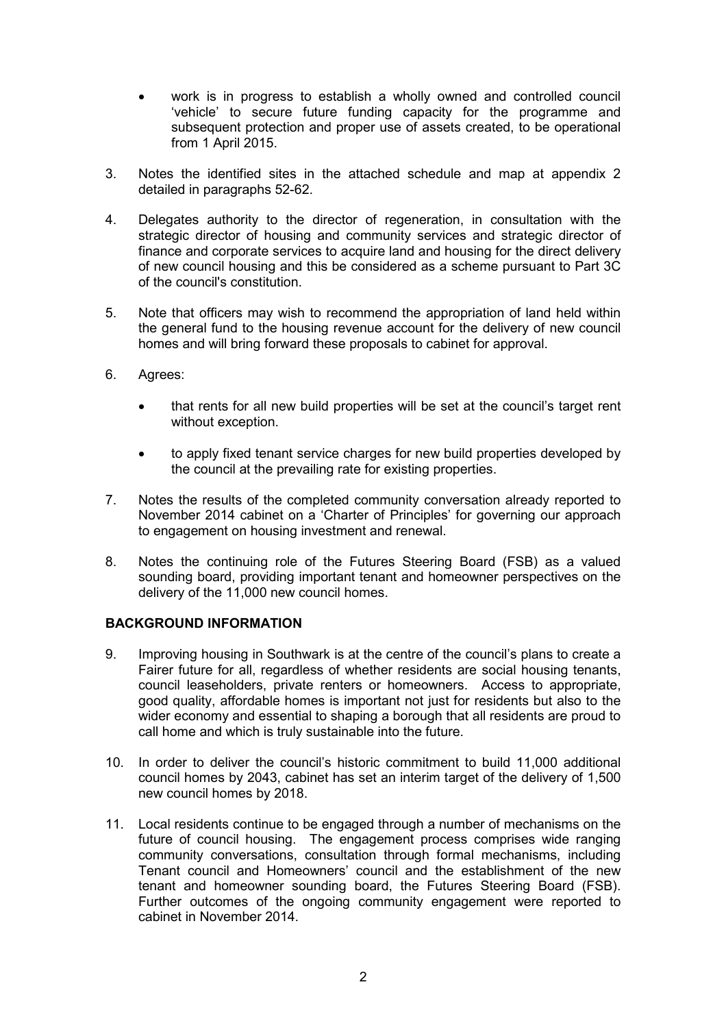- work is in progress to establish a wholly owned and controlled council 'vehicle' to secure future funding capacity for the programme and subsequent protection and proper use of assets created, to be operational from 1 April 2015.

3. Notes the identified sites in the attached schedule and map at appendix 2 detailed in paragraphs 52-62.

4. Delegates authority to the director of regeneration, in consultation with the strategic director of housing and community services and strategic director of finance and corporate services to acquire land and housing for the direct delivery of new council housing and this be considered as a scheme pursuant to Part 3C of the council's constitution.

5. Note that officers may wish to recommend the appropriation of land held within the general fund to the housing revenue account for the delivery of new council homes and will bring forward these proposals to cabinet for approval.

6. Agrees:

   - that rents for all new build properties will be set at the council's target rent without exception.

   - to apply fixed tenant service charges for new build properties developed by the council at the prevailing rate for existing properties.

7. Notes the results of the completed community conversation already reported to November 2014 cabinet on a 'Charter of Principles' for governing our approach to engagement on housing investment and renewal.

8. Notes the continuing role of the Futures Steering Board (FSB) as a valued sounding board, providing important tenant and homeowner perspectives on the delivery of the 11,000 new council homes.

**BACKGROUND INFORMATION**

9. Improving housing in Southwark is at the centre of the council's plans to create a Fairer future for all, regardless of whether residents are social housing tenants, council leaseholders, private renters or homeowners. Access to appropriate, good quality, affordable homes is important not just for residents but also to the wider economy and essential to shaping a borough that all residents are proud to call home and which is truly sustainable into the future.

10. In order to deliver the council's historic commitment to build 11,000 additional council homes by 2043, cabinet has set an interim target of the delivery of 1,500 new council homes by 2018.

11. Local residents continue to be engaged through a number of mechanisms on the future of council housing. The engagement process comprises wide ranging community conversations, consultation through formal mechanisms, including Tenant council and Homeowners' council and the establishment of the new tenant and homeowner sounding board, the Futures Steering Board (FSB). Further outcomes of the ongoing community engagement were reported to cabinet in November 2014.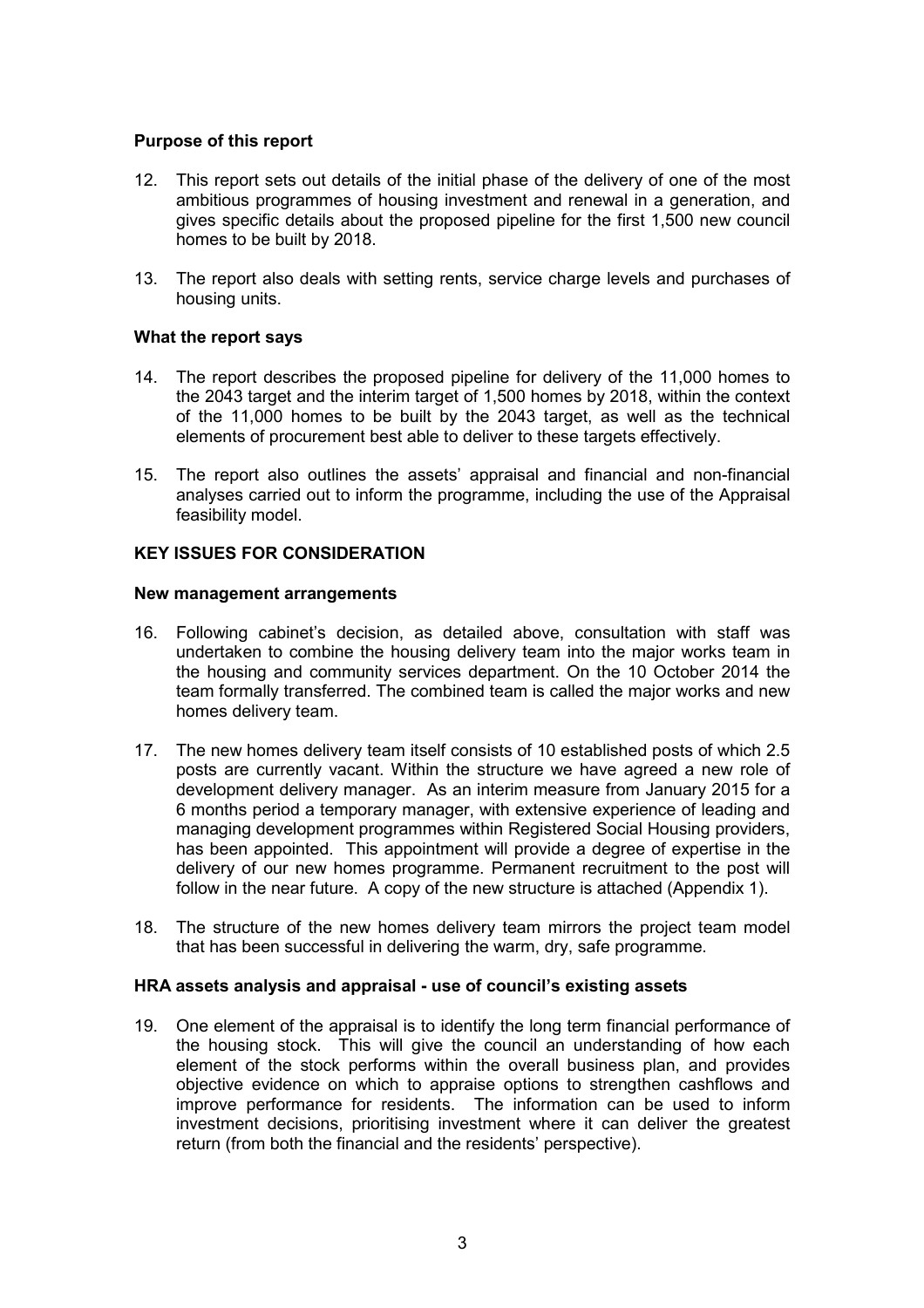**Purpose of this report**

12. This report sets out details of the initial phase of the delivery of one of the most ambitious programmes of housing investment and renewal in a generation, and gives specific details about the proposed pipeline for the first 1,500 new council homes to be built by 2018.

13. The report also deals with setting rents, service charge levels and purchases of housing units.

**What the report says**

14. The report describes the proposed pipeline for delivery of the 11,000 homes to the 2043 target and the interim target of 1,500 homes by 2018, within the context of the 11,000 homes to be built by the 2043 target, as well as the technical elements of procurement best able to deliver to these targets effectively.

15. The report also outlines the assets' appraisal and financial and non-financial analyses carried out to inform the programme, including the use of the Appraisal feasibility model.

**KEY ISSUES FOR CONSIDERATION**

**New management arrangements**

16. Following cabinet's decision, as detailed above, consultation with staff was undertaken to combine the housing delivery team into the major works team in the housing and community services department. On the 10 October 2014 the team formally transferred. The combined team is called the major works and new homes delivery team.

17. The new homes delivery team itself consists of 10 established posts of which 2.5 posts are currently vacant. Within the structure we have agreed a new role of development delivery manager. As an interim measure from January 2015 for a 6 months period a temporary manager, with extensive experience of leading and managing development programmes within Registered Social Housing providers, has been appointed. This appointment will provide a degree of expertise in the delivery of our new homes programme. Permanent recruitment to the post will follow in the near future. A copy of the new structure is attached (Appendix 1).

18. The structure of the new homes delivery team mirrors the project team model that has been successful in delivering the warm, dry, safe programme.

**HRA assets analysis and appraisal - use of council's existing assets**

19. One element of the appraisal is to identify the long term financial performance of the housing stock. This will give the council an understanding of how each element of the stock performs within the overall business plan, and provides objective evidence on which to appraise options to strengthen cashflows and improve performance for residents. The information can be used to inform investment decisions, prioritising investment where it can deliver the greatest return (from both the financial and the residents' perspective).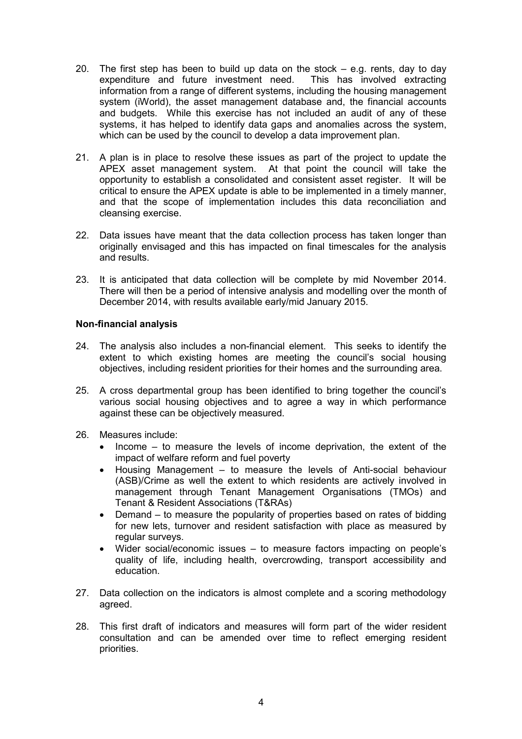20. The first step has been to build up data on the stock – e.g. rents, day to day expenditure and future investment need. This has involved extracting information from a range of different systems, including the housing management system (iWorld), the asset management database and, the financial accounts and budgets. While this exercise has not included an audit of any of these systems, it has helped to identify data gaps and anomalies across the system, which can be used by the council to develop a data improvement plan.

21. A plan is in place to resolve these issues as part of the project to update the APEX asset management system. At that point the council will take the opportunity to establish a consolidated and consistent asset register. It will be critical to ensure the APEX update is able to be implemented in a timely manner, and that the scope of implementation includes this data reconciliation and cleansing exercise.

22. Data issues have meant that the data collection process has taken longer than originally envisaged and this has impacted on final timescales for the analysis and results.

23. It is anticipated that data collection will be complete by mid November 2014. There will then be a period of intensive analysis and modelling over the month of December 2014, with results available early/mid January 2015.

**Non-financial analysis**

24. The analysis also includes a non-financial element. This seeks to identify the extent to which existing homes are meeting the council's social housing objectives, including resident priorities for their homes and the surrounding area.

25. A cross departmental group has been identified to bring together the council's various social housing objectives and to agree a way in which performance against these can be objectively measured.

26. Measures include:
    - Income – to measure the levels of income deprivation, the extent of the impact of welfare reform and fuel poverty
    - Housing Management – to measure the levels of Anti-social behaviour (ASB)/Crime as well the extent to which residents are actively involved in management through Tenant Management Organisations (TMOs) and Tenant & Resident Associations (T&RAs)
    - Demand – to measure the popularity of properties based on rates of bidding for new lets, turnover and resident satisfaction with place as measured by regular surveys.
    - Wider social/economic issues – to measure factors impacting on people's quality of life, including health, overcrowding, transport accessibility and education.

27. Data collection on the indicators is almost complete and a scoring methodology agreed.

28. This first draft of indicators and measures will form part of the wider resident consultation and can be amended over time to reflect emerging resident priorities.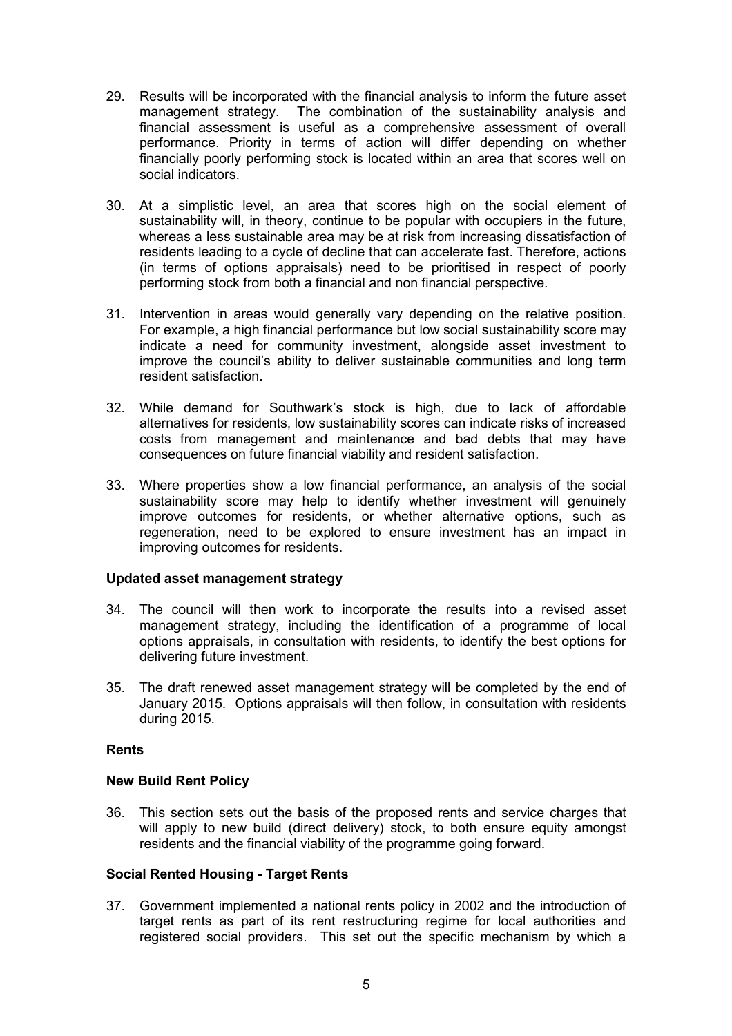29. Results will be incorporated with the financial analysis to inform the future asset management strategy. The combination of the sustainability analysis and financial assessment is useful as a comprehensive assessment of overall performance. Priority in terms of action will differ depending on whether financially poorly performing stock is located within an area that scores well on social indicators.

30. At a simplistic level, an area that scores high on the social element of sustainability will, in theory, continue to be popular with occupiers in the future, whereas a less sustainable area may be at risk from increasing dissatisfaction of residents leading to a cycle of decline that can accelerate fast. Therefore, actions (in terms of options appraisals) need to be prioritised in respect of poorly performing stock from both a financial and non financial perspective.

31. Intervention in areas would generally vary depending on the relative position. For example, a high financial performance but low social sustainability score may indicate a need for community investment, alongside asset investment to improve the council's ability to deliver sustainable communities and long term resident satisfaction.

32. While demand for Southwark's stock is high, due to lack of affordable alternatives for residents, low sustainability scores can indicate risks of increased costs from management and maintenance and bad debts that may have consequences on future financial viability and resident satisfaction.

33. Where properties show a low financial performance, an analysis of the social sustainability score may help to identify whether investment will genuinely improve outcomes for residents, or whether alternative options, such as regeneration, need to be explored to ensure investment has an impact in improving outcomes for residents.

**Updated asset management strategy**

34. The council will then work to incorporate the results into a revised asset management strategy, including the identification of a programme of local options appraisals, in consultation with residents, to identify the best options for delivering future investment.

35. The draft renewed asset management strategy will be completed by the end of January 2015. Options appraisals will then follow, in consultation with residents during 2015.

**Rents**

**New Build Rent Policy**

36. This section sets out the basis of the proposed rents and service charges that will apply to new build (direct delivery) stock, to both ensure equity amongst residents and the financial viability of the programme going forward.

**Social Rented Housing - Target Rents**

37. Government implemented a national rents policy in 2002 and the introduction of target rents as part of its rent restructuring regime for local authorities and registered social providers. This set out the specific mechanism by which a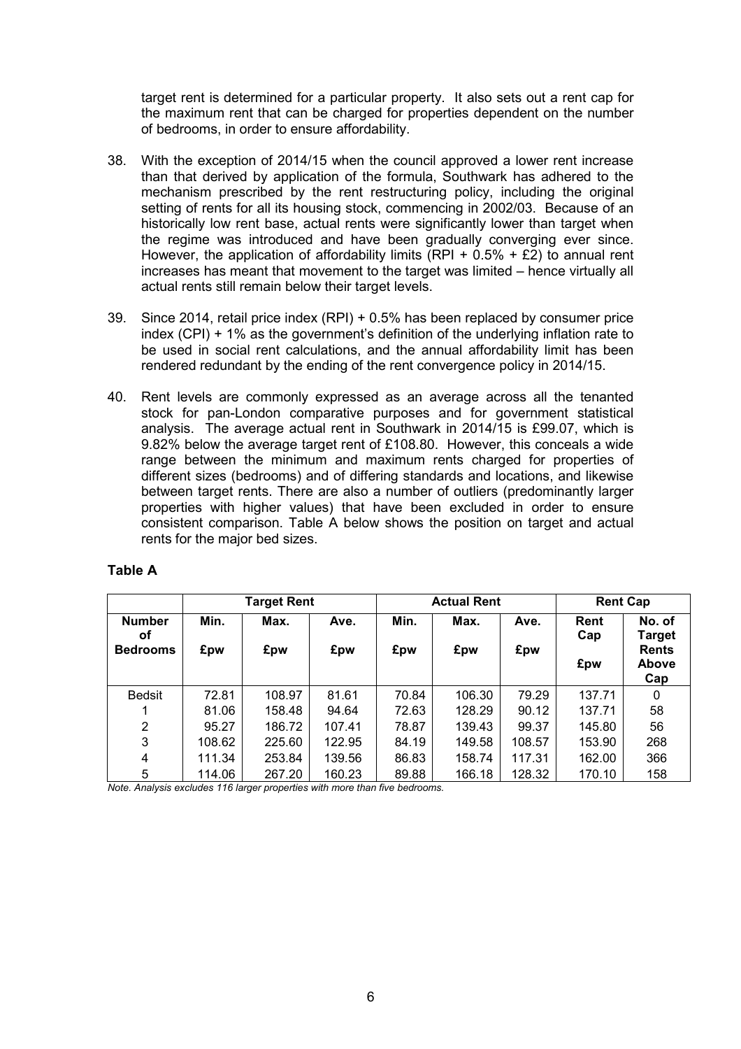target rent is determined for a particular property. It also sets out a rent cap for the maximum rent that can be charged for properties dependent on the number of bedrooms, in order to ensure affordability.

38. With the exception of 2014/15 when the council approved a lower rent increase than that derived by application of the formula, Southwark has adhered to the mechanism prescribed by the rent restructuring policy, including the original setting of rents for all its housing stock, commencing in 2002/03. Because of an historically low rent base, actual rents were significantly lower than target when the regime was introduced and have been gradually converging ever since. However, the application of affordability limits (RPI + 0.5% + £2) to annual rent increases has meant that movement to the target was limited – hence virtually all actual rents still remain below their target levels.

39. Since 2014, retail price index (RPI) + 0.5% has been replaced by consumer price index (CPI) + 1% as the government's definition of the underlying inflation rate to be used in social rent calculations, and the annual affordability limit has been rendered redundant by the ending of the rent convergence policy in 2014/15.

40. Rent levels are commonly expressed as an average across all the tenanted stock for pan-London comparative purposes and for government statistical analysis. The average actual rent in Southwark in 2014/15 is £99.07, which is 9.82% below the average target rent of £108.80. However, this conceals a wide range between the minimum and maximum rents charged for properties of different sizes (bedrooms) and of differing standards and locations, and likewise between target rents. There are also a number of outliers (predominantly larger properties with higher values) that have been excluded in order to ensure consistent comparison. Table A below shows the position on target and actual rents for the major bed sizes.

**Table A**

| | Target Rent | | | Actual Rent | | | Rent Cap | |
|---|---|---|---|---|---|---|---|---|
| **Number of Bedrooms** | **Min. £pw** | **Max. £pw** | **Ave. £pw** | **Min. £pw** | **Max. £pw** | **Ave. £pw** | **Rent Cap £pw** | **No. of Target Rents Above Cap** |
| Bedsit | 72.81 | 108.97 | 81.61 | 70.84 | 106.30 | 79.29 | 137.71 | 0 |
| 1 | 81.06 | 158.48 | 94.64 | 72.63 | 128.29 | 90.12 | 137.71 | 58 |
| 2 | 95.27 | 186.72 | 107.41 | 78.87 | 139.43 | 99.37 | 145.80 | 56 |
| 3 | 108.62 | 225.60 | 122.95 | 84.19 | 149.58 | 108.57 | 153.90 | 268 |
| 4 | 111.34 | 253.84 | 139.56 | 86.83 | 158.74 | 117.31 | 162.00 | 366 |
| 5 | 114.06 | 267.20 | 160.23 | 89.88 | 166.18 | 128.32 | 170.10 | 158 |

*Note. Analysis excludes 116 larger properties with more than five bedrooms.*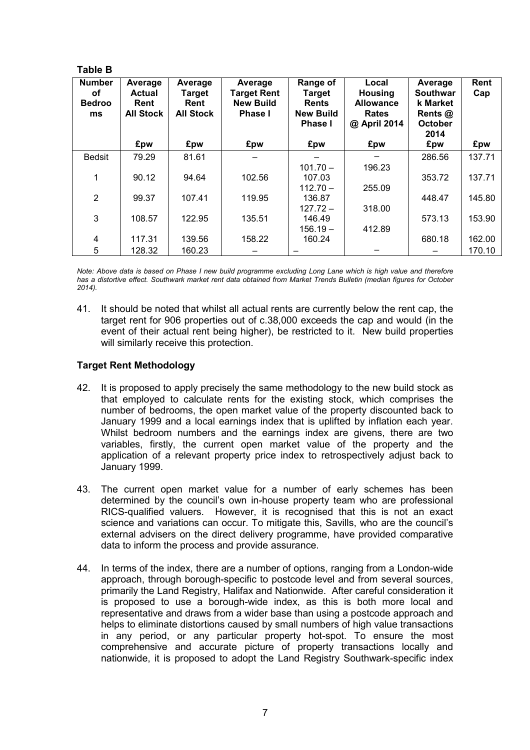**Table B**

| Number of Bedrooms | Average Actual Rent All Stock | Average Target Rent All Stock | Average Target Rent New Build Phase I | Range of Target Rents New Build Phase I | Local Housing Allowance Rates @ April 2014 | Average Southwark Market Rents @ October 2014 | Rent Cap |
|---|---|---|---|---|---|---|---|
| | £pw | £pw | £pw | £pw | £pw | £pw | £pw |
| Bedsit | 79.29 | 81.61 | – | – | – | 286.56 | 137.71 |
| 1 | 90.12 | 94.64 | 102.56 | 101.70 – 107.03 | 196.23 | 353.72 | 137.71 |
| 2 | 99.37 | 107.41 | 119.95 | 112.70 – 136.87 | 255.09 | 448.47 | 145.80 |
| 3 | 108.57 | 122.95 | 135.51 | 127.72 – 146.49 | 318.00 | 573.13 | 153.90 |
| 4 | 117.31 | 139.56 | 158.22 | 156.19 – 160.24 | 412.89 | 680.18 | 162.00 |
| 5 | 128.32 | 160.23 | – | – | – | – | 170.10 |

*Note: Above data is based on Phase I new build programme excluding Long Lane which is high value and therefore has a distortive effect. Southwark market rent data obtained from Market Trends Bulletin (median figures for October 2014).*

41. It should be noted that whilst all actual rents are currently below the rent cap, the target rent for 906 properties out of c.38,000 exceeds the cap and would (in the event of their actual rent being higher), be restricted to it. New build properties will similarly receive this protection.

**Target Rent Methodology**

42. It is proposed to apply precisely the same methodology to the new build stock as that employed to calculate rents for the existing stock, which comprises the number of bedrooms, the open market value of the property discounted back to January 1999 and a local earnings index that is uplifted by inflation each year. Whilst bedroom numbers and the earnings index are givens, there are two variables, firstly, the current open market value of the property and the application of a relevant property price index to retrospectively adjust back to January 1999.

43. The current open market value for a number of early schemes has been determined by the council's own in-house property team who are professional RICS-qualified valuers. However, it is recognised that this is not an exact science and variations can occur. To mitigate this, Savills, who are the council's external advisers on the direct delivery programme, have provided comparative data to inform the process and provide assurance.

44. In terms of the index, there are a number of options, ranging from a London-wide approach, through borough-specific to postcode level and from several sources, primarily the Land Registry, Halifax and Nationwide. After careful consideration it is proposed to use a borough-wide index, as this is both more local and representative and draws from a wider base than using a postcode approach and helps to eliminate distortions caused by small numbers of high value transactions in any period, or any particular property hot-spot. To ensure the most comprehensive and accurate picture of property transactions locally and nationwide, it is proposed to adopt the Land Registry Southwark-specific index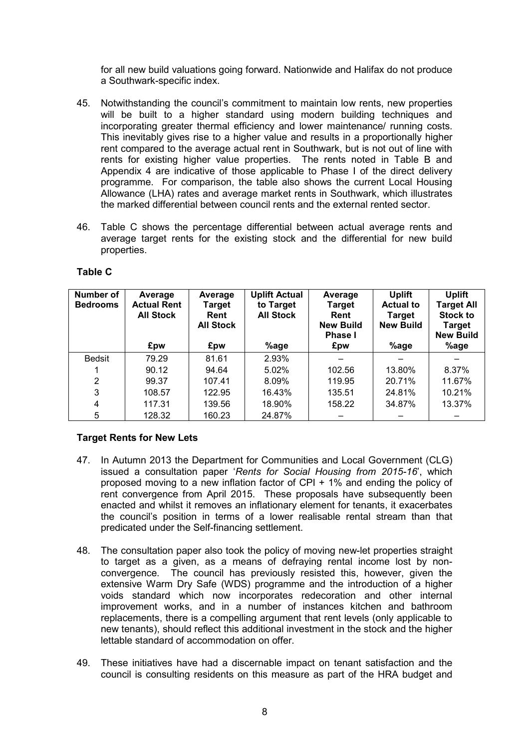for all new build valuations going forward. Nationwide and Halifax do not produce a Southwark-specific index.

45. Notwithstanding the council's commitment to maintain low rents, new properties will be built to a higher standard using modern building techniques and incorporating greater thermal efficiency and lower maintenance/ running costs. This inevitably gives rise to a higher value and results in a proportionally higher rent compared to the average actual rent in Southwark, but is not out of line with rents for existing higher value properties. The rents noted in Table B and Appendix 4 are indicative of those applicable to Phase I of the direct delivery programme. For comparison, the table also shows the current Local Housing Allowance (LHA) rates and average market rents in Southwark, which illustrates the marked differential between council rents and the external rented sector.

46. Table C shows the percentage differential between actual average rents and average target rents for the existing stock and the differential for new build properties.

**Table C**

| Number of Bedrooms | Average Actual Rent All Stock | Average Target Rent All Stock | Uplift Actual to Target All Stock | Average Target Rent New Build Phase I | Uplift Actual to Target New Build | Uplift Target All Stock to Target New Build |
|---|---|---|---|---|---|---|
| | £pw | £pw | %age | £pw | %age | %age |
| Bedsit | 79.29 | 81.61 | 2.93% | – | – | – |
| 1 | 90.12 | 94.64 | 5.02% | 102.56 | 13.80% | 8.37% |
| 2 | 99.37 | 107.41 | 8.09% | 119.95 | 20.71% | 11.67% |
| 3 | 108.57 | 122.95 | 16.43% | 135.51 | 24.81% | 10.21% |
| 4 | 117.31 | 139.56 | 18.90% | 158.22 | 34.87% | 13.37% |
| 5 | 128.32 | 160.23 | 24.87% | – | – | – |

**Target Rents for New Lets**

47. In Autumn 2013 the Department for Communities and Local Government (CLG) issued a consultation paper '*Rents for Social Housing from 2015-16*', which proposed moving to a new inflation factor of CPI + 1% and ending the policy of rent convergence from April 2015. These proposals have subsequently been enacted and whilst it removes an inflationary element for tenants, it exacerbates the council's position in terms of a lower realisable rental stream than that predicated under the Self-financing settlement.

48. The consultation paper also took the policy of moving new-let properties straight to target as a given, as a means of defraying rental income lost by non-convergence. The council has previously resisted this, however, given the extensive Warm Dry Safe (WDS) programme and the introduction of a higher voids standard which now incorporates redecoration and other internal improvement works, and in a number of instances kitchen and bathroom replacements, there is a compelling argument that rent levels (only applicable to new tenants), should reflect this additional investment in the stock and the higher lettable standard of accommodation on offer.

49. These initiatives have had a discernable impact on tenant satisfaction and the council is consulting residents on this measure as part of the HRA budget and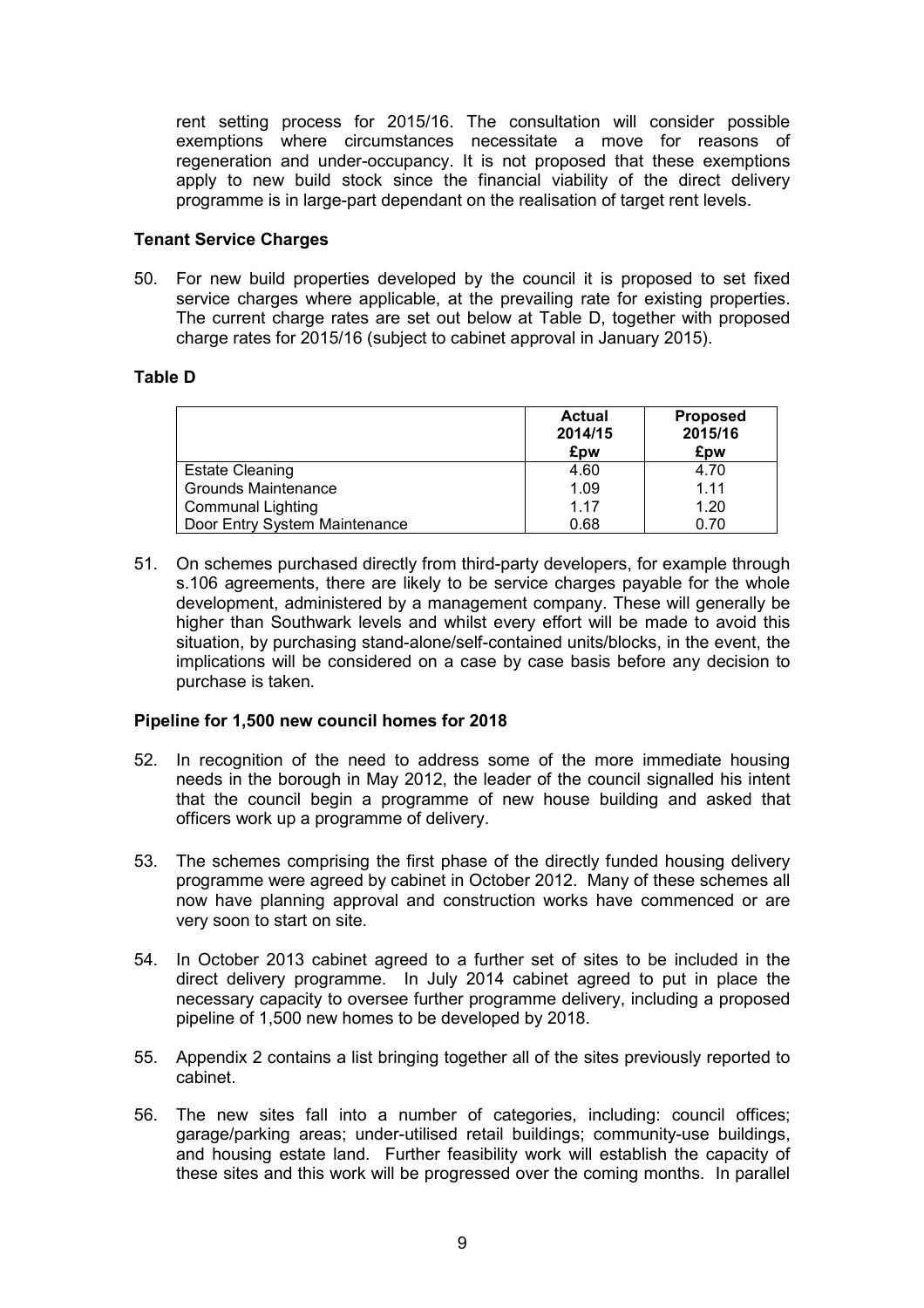rent setting process for 2015/16. The consultation will consider possible exemptions where circumstances necessitate a move for reasons of regeneration and under-occupancy. It is not proposed that these exemptions apply to new build stock since the financial viability of the direct delivery programme is in large-part dependant on the realisation of target rent levels.

**Tenant Service Charges**

50. For new build properties developed by the council it is proposed to set fixed service charges where applicable, at the prevailing rate for existing properties. The current charge rates are set out below at Table D, together with proposed charge rates for 2015/16 (subject to cabinet approval in January 2015).

**Table D**

| | **Actual 2014/15 £pw** | **Proposed 2015/16 £pw** |
|---|---|---|
| Estate Cleaning | 4.60 | 4.70 |
| Grounds Maintenance | 1.09 | 1.11 |
| Communal Lighting | 1.17 | 1.20 |
| Door Entry System Maintenance | 0.68 | 0.70 |

51. On schemes purchased directly from third-party developers, for example through s.106 agreements, there are likely to be service charges payable for the whole development, administered by a management company. These will generally be higher than Southwark levels and whilst every effort will be made to avoid this situation, by purchasing stand-alone/self-contained units/blocks, in the event, the implications will be considered on a case by case basis before any decision to purchase is taken.

**Pipeline for 1,500 new council homes for 2018**

52. In recognition of the need to address some of the more immediate housing needs in the borough in May 2012, the leader of the council signalled his intent that the council begin a programme of new house building and asked that officers work up a programme of delivery.

53. The schemes comprising the first phase of the directly funded housing delivery programme were agreed by cabinet in October 2012. Many of these schemes all now have planning approval and construction works have commenced or are very soon to start on site.

54. In October 2013 cabinet agreed to a further set of sites to be included in the direct delivery programme. In July 2014 cabinet agreed to put in place the necessary capacity to oversee further programme delivery, including a proposed pipeline of 1,500 new homes to be developed by 2018.

55. Appendix 2 contains a list bringing together all of the sites previously reported to cabinet.

56. The new sites fall into a number of categories, including: council offices; garage/parking areas; under-utilised retail buildings; community-use buildings, and housing estate land. Further feasibility work will establish the capacity of these sites and this work will be progressed over the coming months. In parallel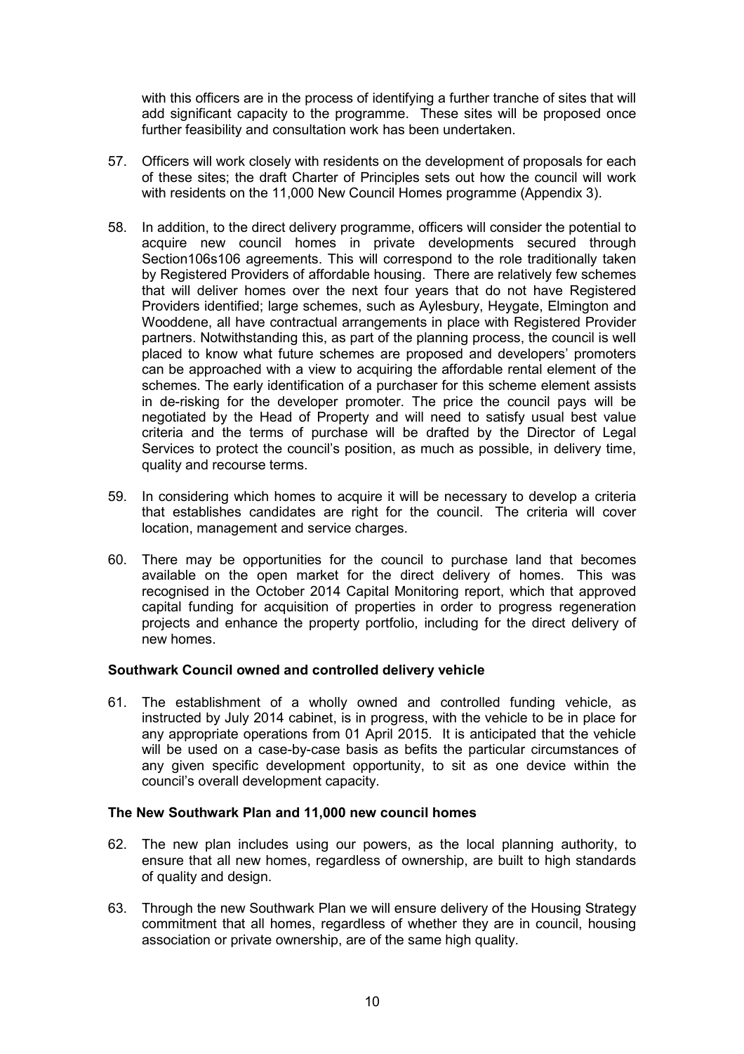with this officers are in the process of identifying a further tranche of sites that will add significant capacity to the programme. These sites will be proposed once further feasibility and consultation work has been undertaken.

57. Officers will work closely with residents on the development of proposals for each of these sites; the draft Charter of Principles sets out how the council will work with residents on the 11,000 New Council Homes programme (Appendix 3).

58. In addition, to the direct delivery programme, officers will consider the potential to acquire new council homes in private developments secured through Section106s106 agreements. This will correspond to the role traditionally taken by Registered Providers of affordable housing. There are relatively few schemes that will deliver homes over the next four years that do not have Registered Providers identified; large schemes, such as Aylesbury, Heygate, Elmington and Wooddene, all have contractual arrangements in place with Registered Provider partners. Notwithstanding this, as part of the planning process, the council is well placed to know what future schemes are proposed and developers' promoters can be approached with a view to acquiring the affordable rental element of the schemes. The early identification of a purchaser for this scheme element assists in de-risking for the developer promoter. The price the council pays will be negotiated by the Head of Property and will need to satisfy usual best value criteria and the terms of purchase will be drafted by the Director of Legal Services to protect the council's position, as much as possible, in delivery time, quality and recourse terms.

59. In considering which homes to acquire it will be necessary to develop a criteria that establishes candidates are right for the council. The criteria will cover location, management and service charges.

60. There may be opportunities for the council to purchase land that becomes available on the open market for the direct delivery of homes. This was recognised in the October 2014 Capital Monitoring report, which that approved capital funding for acquisition of properties in order to progress regeneration projects and enhance the property portfolio, including for the direct delivery of new homes.

**Southwark Council owned and controlled delivery vehicle**

61. The establishment of a wholly owned and controlled funding vehicle, as instructed by July 2014 cabinet, is in progress, with the vehicle to be in place for any appropriate operations from 01 April 2015. It is anticipated that the vehicle will be used on a case-by-case basis as befits the particular circumstances of any given specific development opportunity, to sit as one device within the council's overall development capacity.

**The New Southwark Plan and 11,000 new council homes**

62. The new plan includes using our powers, as the local planning authority, to ensure that all new homes, regardless of ownership, are built to high standards of quality and design.

63. Through the new Southwark Plan we will ensure delivery of the Housing Strategy commitment that all homes, regardless of whether they are in council, housing association or private ownership, are of the same high quality.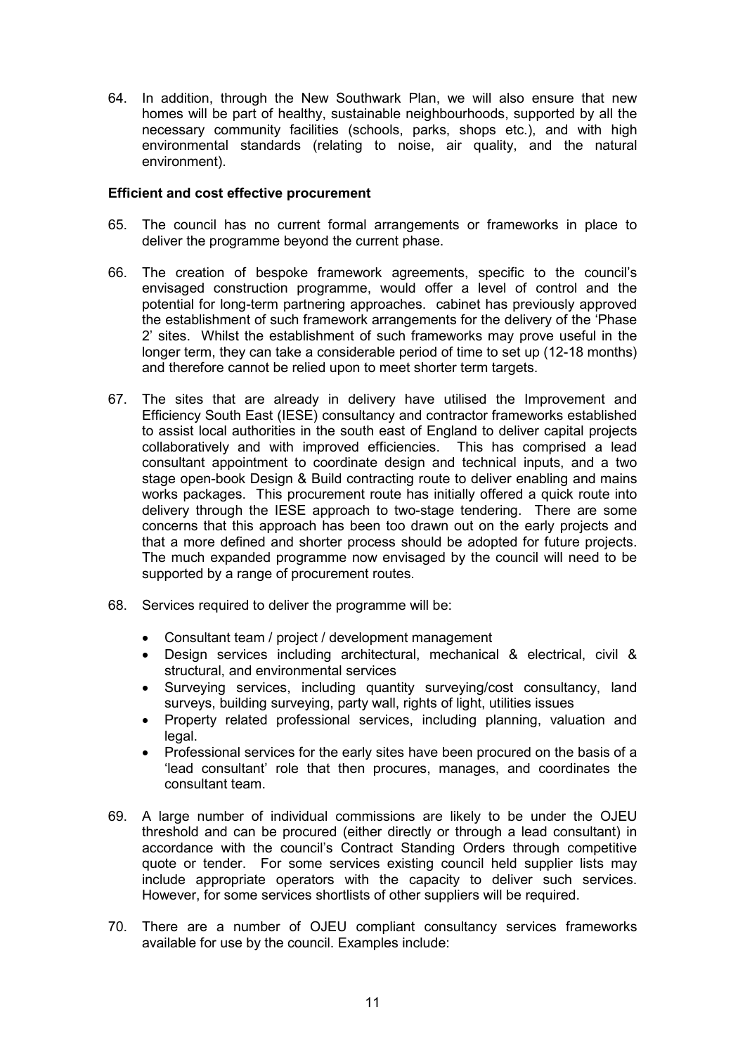64. In addition, through the New Southwark Plan, we will also ensure that new homes will be part of healthy, sustainable neighbourhoods, supported by all the necessary community facilities (schools, parks, shops etc.), and with high environmental standards (relating to noise, air quality, and the natural environment).

**Efficient and cost effective procurement**

65. The council has no current formal arrangements or frameworks in place to deliver the programme beyond the current phase.

66. The creation of bespoke framework agreements, specific to the council's envisaged construction programme, would offer a level of control and the potential for long-term partnering approaches. cabinet has previously approved the establishment of such framework arrangements for the delivery of the 'Phase 2' sites. Whilst the establishment of such frameworks may prove useful in the longer term, they can take a considerable period of time to set up (12-18 months) and therefore cannot be relied upon to meet shorter term targets.

67. The sites that are already in delivery have utilised the Improvement and Efficiency South East (IESE) consultancy and contractor frameworks established to assist local authorities in the south east of England to deliver capital projects collaboratively and with improved efficiencies. This has comprised a lead consultant appointment to coordinate design and technical inputs, and a two stage open-book Design & Build contracting route to deliver enabling and mains works packages. This procurement route has initially offered a quick route into delivery through the IESE approach to two-stage tendering. There are some concerns that this approach has been too drawn out on the early projects and that a more defined and shorter process should be adopted for future projects. The much expanded programme now envisaged by the council will need to be supported by a range of procurement routes.

68. Services required to deliver the programme will be:

    - Consultant team / project / development management
    - Design services including architectural, mechanical & electrical, civil & structural, and environmental services
    - Surveying services, including quantity surveying/cost consultancy, land surveys, building surveying, party wall, rights of light, utilities issues
    - Property related professional services, including planning, valuation and legal.
    - Professional services for the early sites have been procured on the basis of a 'lead consultant' role that then procures, manages, and coordinates the consultant team.

69. A large number of individual commissions are likely to be under the OJEU threshold and can be procured (either directly or through a lead consultant) in accordance with the council's Contract Standing Orders through competitive quote or tender. For some services existing council held supplier lists may include appropriate operators with the capacity to deliver such services. However, for some services shortlists of other suppliers will be required.

70. There are a number of OJEU compliant consultancy services frameworks available for use by the council. Examples include: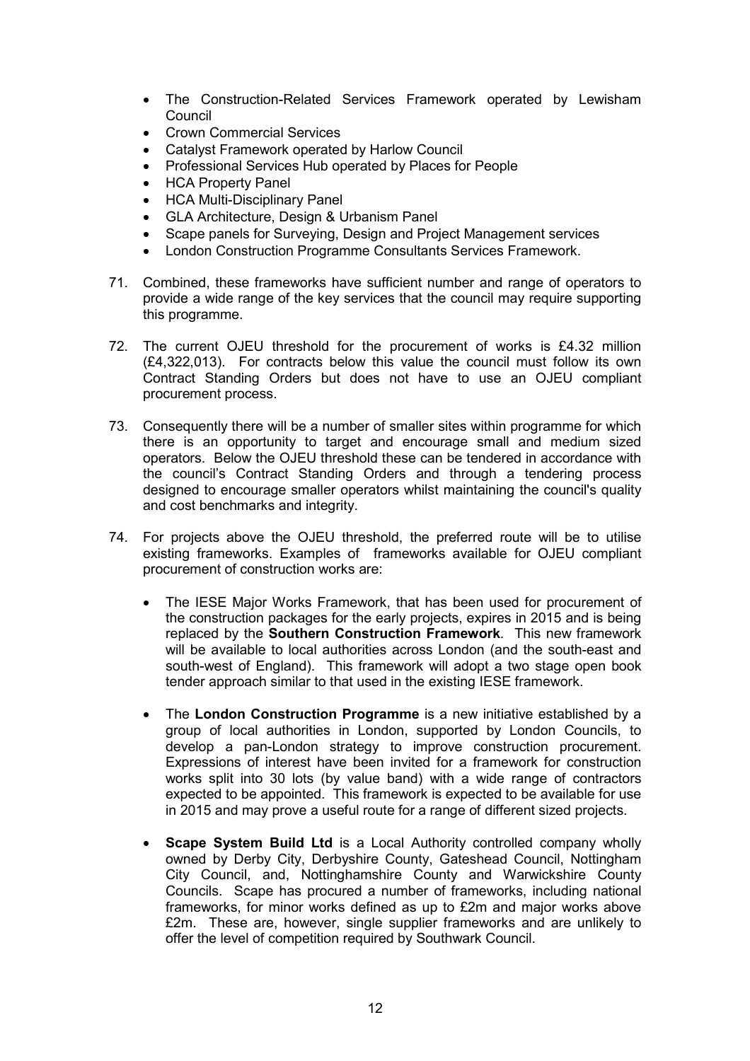- The Construction-Related Services Framework operated by Lewisham Council
- Crown Commercial Services
- Catalyst Framework operated by Harlow Council
- Professional Services Hub operated by Places for People
- HCA Property Panel
- HCA Multi-Disciplinary Panel
- GLA Architecture, Design & Urbanism Panel
- Scape panels for Surveying, Design and Project Management services
- London Construction Programme Consultants Services Framework.

71. Combined, these frameworks have sufficient number and range of operators to provide a wide range of the key services that the council may require supporting this programme.

72. The current OJEU threshold for the procurement of works is £4.32 million (£4,322,013). For contracts below this value the council must follow its own Contract Standing Orders but does not have to use an OJEU compliant procurement process.

73. Consequently there will be a number of smaller sites within programme for which there is an opportunity to target and encourage small and medium sized operators. Below the OJEU threshold these can be tendered in accordance with the council's Contract Standing Orders and through a tendering process designed to encourage smaller operators whilst maintaining the council's quality and cost benchmarks and integrity.

74. For projects above the OJEU threshold, the preferred route will be to utilise existing frameworks. Examples of frameworks available for OJEU compliant procurement of construction works are:

    - The IESE Major Works Framework, that has been used for procurement of the construction packages for the early projects, expires in 2015 and is being replaced by the **Southern Construction Framework**. This new framework will be available to local authorities across London (and the south-east and south-west of England). This framework will adopt a two stage open book tender approach similar to that used in the existing IESE framework.

    - The **London Construction Programme** is a new initiative established by a group of local authorities in London, supported by London Councils, to develop a pan-London strategy to improve construction procurement. Expressions of interest have been invited for a framework for construction works split into 30 lots (by value band) with a wide range of contractors expected to be appointed. This framework is expected to be available for use in 2015 and may prove a useful route for a range of different sized projects.

    - **Scape System Build Ltd** is a Local Authority controlled company wholly owned by Derby City, Derbyshire County, Gateshead Council, Nottingham City Council, and, Nottinghamshire County and Warwickshire County Councils. Scape has procured a number of frameworks, including national frameworks, for minor works defined as up to £2m and major works above £2m. These are, however, single supplier frameworks and are unlikely to offer the level of competition required by Southwark Council.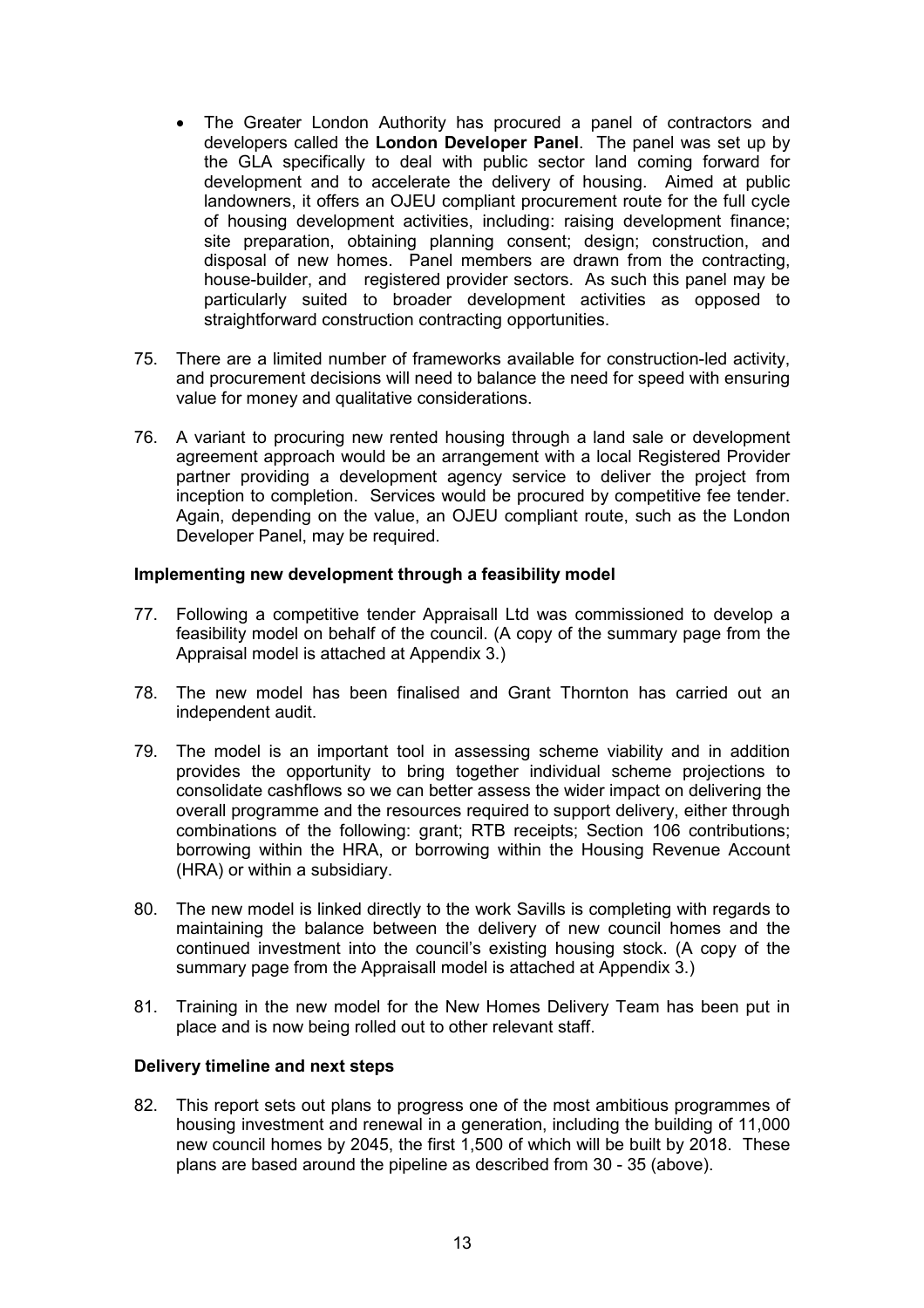- The Greater London Authority has procured a panel of contractors and developers called the **London Developer Panel**. The panel was set up by the GLA specifically to deal with public sector land coming forward for development and to accelerate the delivery of housing. Aimed at public landowners, it offers an OJEU compliant procurement route for the full cycle of housing development activities, including: raising development finance; site preparation, obtaining planning consent; design; construction, and disposal of new homes. Panel members are drawn from the contracting, house-builder, and registered provider sectors. As such this panel may be particularly suited to broader development activities as opposed to straightforward construction contracting opportunities.

75. There are a limited number of frameworks available for construction-led activity, and procurement decisions will need to balance the need for speed with ensuring value for money and qualitative considerations.

76. A variant to procuring new rented housing through a land sale or development agreement approach would be an arrangement with a local Registered Provider partner providing a development agency service to deliver the project from inception to completion. Services would be procured by competitive fee tender. Again, depending on the value, an OJEU compliant route, such as the London Developer Panel, may be required.

**Implementing new development through a feasibility model**

77. Following a competitive tender Appraisall Ltd was commissioned to develop a feasibility model on behalf of the council. (A copy of the summary page from the Appraisal model is attached at Appendix 3.)

78. The new model has been finalised and Grant Thornton has carried out an independent audit.

79. The model is an important tool in assessing scheme viability and in addition provides the opportunity to bring together individual scheme projections to consolidate cashflows so we can better assess the wider impact on delivering the overall programme and the resources required to support delivery, either through combinations of the following: grant; RTB receipts; Section 106 contributions; borrowing within the HRA, or borrowing within the Housing Revenue Account (HRA) or within a subsidiary.

80. The new model is linked directly to the work Savills is completing with regards to maintaining the balance between the delivery of new council homes and the continued investment into the council's existing housing stock. (A copy of the summary page from the Appraisall model is attached at Appendix 3.)

81. Training in the new model for the New Homes Delivery Team has been put in place and is now being rolled out to other relevant staff.

**Delivery timeline and next steps**

82. This report sets out plans to progress one of the most ambitious programmes of housing investment and renewal in a generation, including the building of 11,000 new council homes by 2045, the first 1,500 of which will be built by 2018. These plans are based around the pipeline as described from 30 - 35 (above).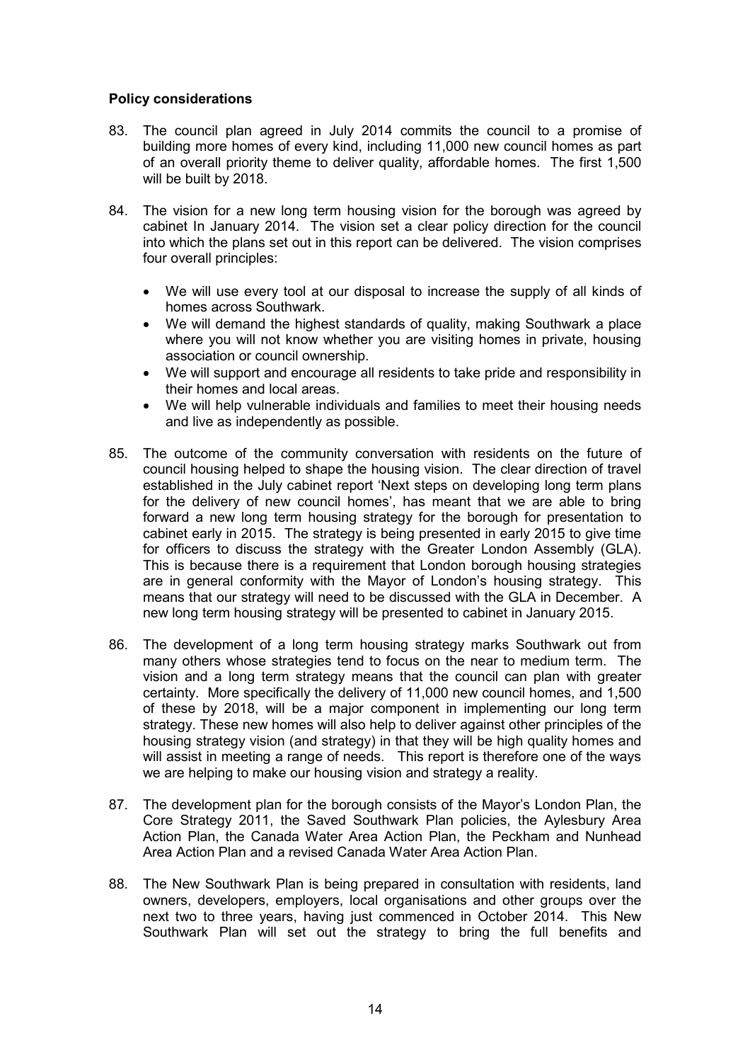**Policy considerations**

83. The council plan agreed in July 2014 commits the council to a promise of building more homes of every kind, including 11,000 new council homes as part of an overall priority theme to deliver quality, affordable homes. The first 1,500 will be built by 2018.

84. The vision for a new long term housing vision for the borough was agreed by cabinet In January 2014. The vision set a clear policy direction for the council into which the plans set out in this report can be delivered. The vision comprises four overall principles:

    - We will use every tool at our disposal to increase the supply of all kinds of homes across Southwark.
    - We will demand the highest standards of quality, making Southwark a place where you will not know whether you are visiting homes in private, housing association or council ownership.
    - We will support and encourage all residents to take pride and responsibility in their homes and local areas.
    - We will help vulnerable individuals and families to meet their housing needs and live as independently as possible.

85. The outcome of the community conversation with residents on the future of council housing helped to shape the housing vision. The clear direction of travel established in the July cabinet report 'Next steps on developing long term plans for the delivery of new council homes', has meant that we are able to bring forward a new long term housing strategy for the borough for presentation to cabinet early in 2015. The strategy is being presented in early 2015 to give time for officers to discuss the strategy with the Greater London Assembly (GLA). This is because there is a requirement that London borough housing strategies are in general conformity with the Mayor of London's housing strategy. This means that our strategy will need to be discussed with the GLA in December. A new long term housing strategy will be presented to cabinet in January 2015.

86. The development of a long term housing strategy marks Southwark out from many others whose strategies tend to focus on the near to medium term. The vision and a long term strategy means that the council can plan with greater certainty. More specifically the delivery of 11,000 new council homes, and 1,500 of these by 2018, will be a major component in implementing our long term strategy. These new homes will also help to deliver against other principles of the housing strategy vision (and strategy) in that they will be high quality homes and will assist in meeting a range of needs. This report is therefore one of the ways we are helping to make our housing vision and strategy a reality.

87. The development plan for the borough consists of the Mayor's London Plan, the Core Strategy 2011, the Saved Southwark Plan policies, the Aylesbury Area Action Plan, the Canada Water Area Action Plan, the Peckham and Nunhead Area Action Plan and a revised Canada Water Area Action Plan.

88. The New Southwark Plan is being prepared in consultation with residents, land owners, developers, employers, local organisations and other groups over the next two to three years, having just commenced in October 2014. This New Southwark Plan will set out the strategy to bring the full benefits and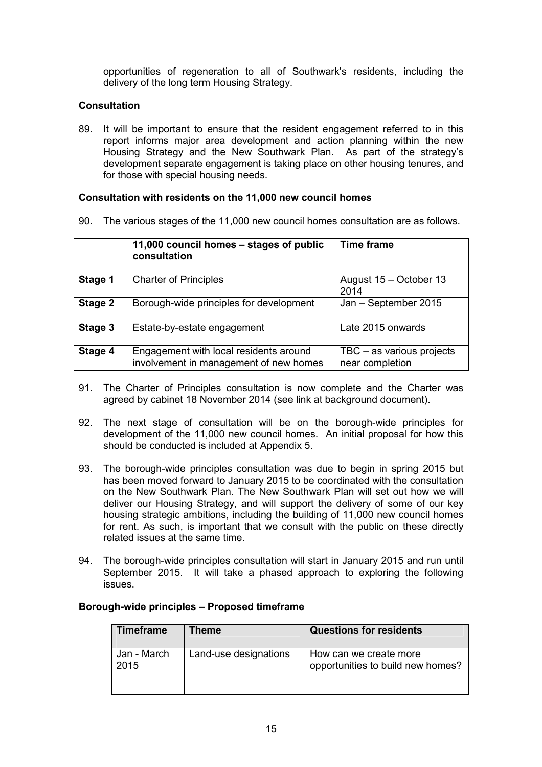opportunities of regeneration to all of Southwark's residents, including the delivery of the long term Housing Strategy.

**Consultation**

89. It will be important to ensure that the resident engagement referred to in this report informs major area development and action planning within the new Housing Strategy and the New Southwark Plan. As part of the strategy's development separate engagement is taking place on other housing tenures, and for those with special housing needs.

**Consultation with residents on the 11,000 new council homes**

90. The various stages of the 11,000 new council homes consultation are as follows.

| | 11,000 council homes – stages of public consultation | Time frame |
|---|---|---|
| **Stage 1** | Charter of Principles | August 15 – October 13 2014 |
| **Stage 2** | Borough-wide principles for development | Jan – September 2015 |
| **Stage 3** | Estate-by-estate engagement | Late 2015 onwards |
| **Stage 4** | Engagement with local residents around involvement in management of new homes | TBC – as various projects near completion |

91. The Charter of Principles consultation is now complete and the Charter was agreed by cabinet 18 November 2014 (see link at background document).

92. The next stage of consultation will be on the borough-wide principles for development of the 11,000 new council homes. An initial proposal for how this should be conducted is included at Appendix 5.

93. The borough-wide principles consultation was due to begin in spring 2015 but has been moved forward to January 2015 to be coordinated with the consultation on the New Southwark Plan. The New Southwark Plan will set out how we will deliver our Housing Strategy, and will support the delivery of some of our key housing strategic ambitions, including the building of 11,000 new council homes for rent. As such, is important that we consult with the public on these directly related issues at the same time.

94. The borough-wide principles consultation will start in January 2015 and run until September 2015. It will take a phased approach to exploring the following issues.

**Borough-wide principles – Proposed timeframe**

| Timeframe | Theme | Questions for residents |
|---|---|---|
| Jan - March 2015 | Land-use designations | How can we create more opportunities to build new homes? |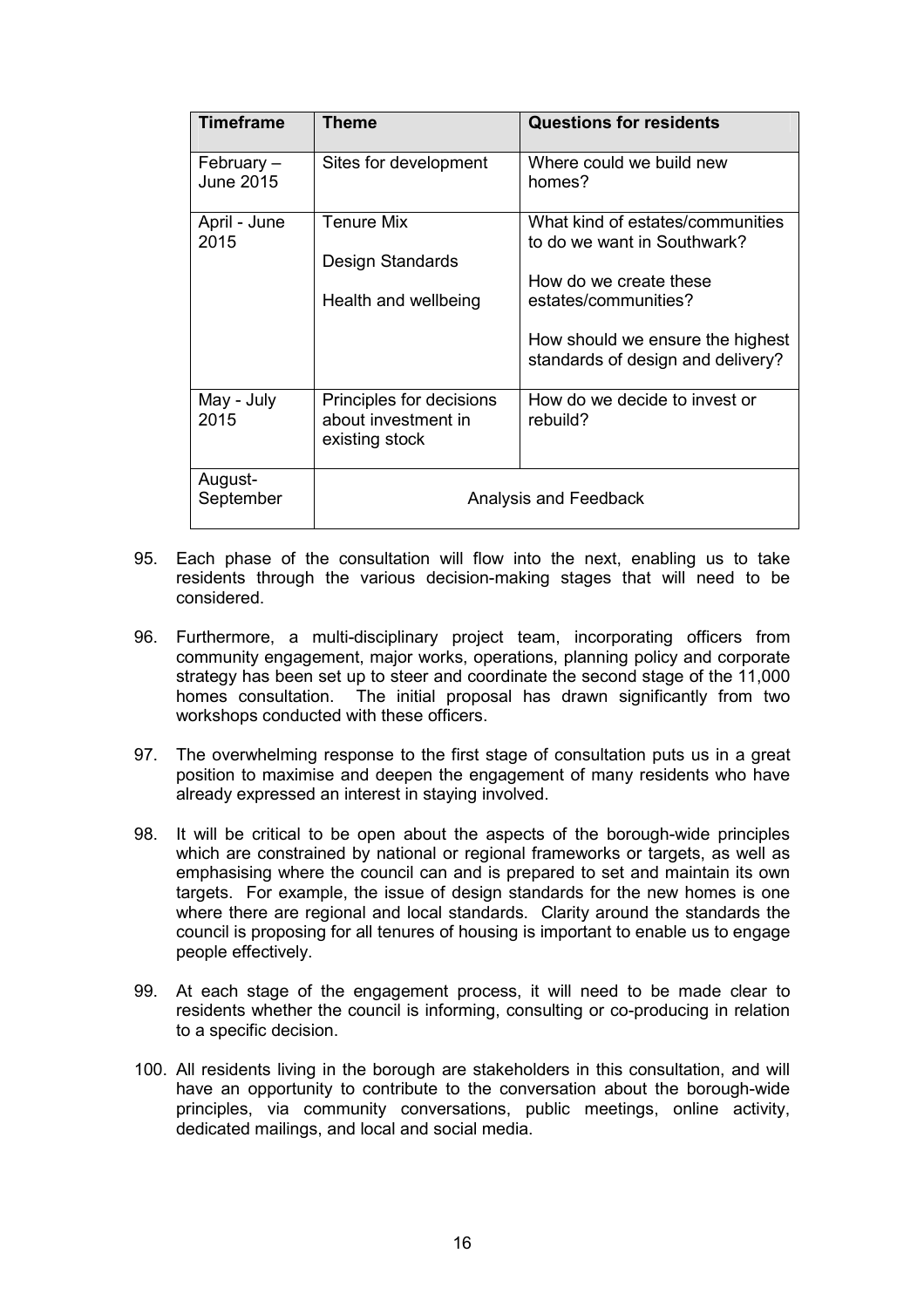| Timeframe | Theme | Questions for residents |
|---|---|---|
| February – June 2015 | Sites for development | Where could we build new homes? |
| April - June 2015 | Tenure Mix<br><br>Design Standards<br><br>Health and wellbeing | What kind of estates/communities to do we want in Southwark?<br><br>How do we create these estates/communities?<br><br>How should we ensure the highest standards of design and delivery? |
| May - July 2015 | Principles for decisions about investment in existing stock | How do we decide to invest or rebuild? |
| August-September | Analysis and Feedback | |

95. Each phase of the consultation will flow into the next, enabling us to take residents through the various decision-making stages that will need to be considered.

96. Furthermore, a multi-disciplinary project team, incorporating officers from community engagement, major works, operations, planning policy and corporate strategy has been set up to steer and coordinate the second stage of the 11,000 homes consultation. The initial proposal has drawn significantly from two workshops conducted with these officers.

97. The overwhelming response to the first stage of consultation puts us in a great position to maximise and deepen the engagement of many residents who have already expressed an interest in staying involved.

98. It will be critical to be open about the aspects of the borough-wide principles which are constrained by national or regional frameworks or targets, as well as emphasising where the council can and is prepared to set and maintain its own targets. For example, the issue of design standards for the new homes is one where there are regional and local standards. Clarity around the standards the council is proposing for all tenures of housing is important to enable us to engage people effectively.

99. At each stage of the engagement process, it will need to be made clear to residents whether the council is informing, consulting or co-producing in relation to a specific decision.

100. All residents living in the borough are stakeholders in this consultation, and will have an opportunity to contribute to the conversation about the borough-wide principles, via community conversations, public meetings, online activity, dedicated mailings, and local and social media.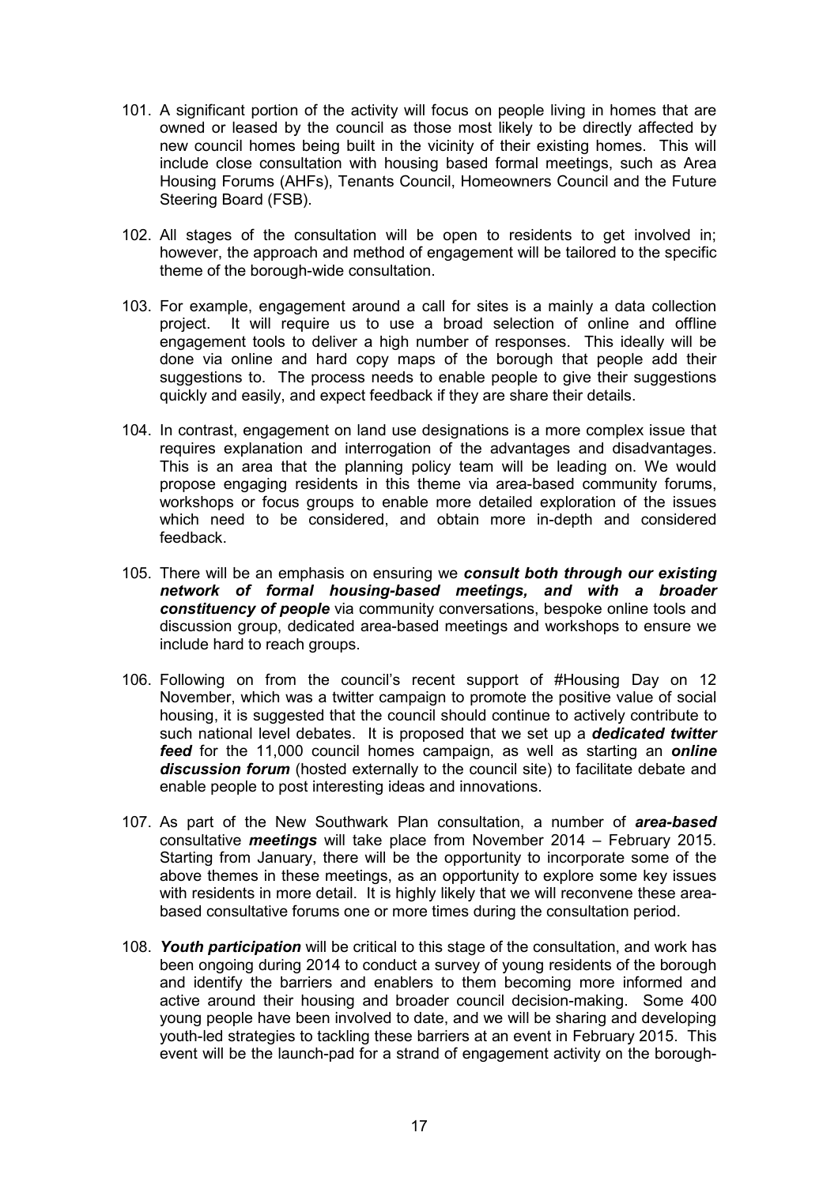101. A significant portion of the activity will focus on people living in homes that are owned or leased by the council as those most likely to be directly affected by new council homes being built in the vicinity of their existing homes. This will include close consultation with housing based formal meetings, such as Area Housing Forums (AHFs), Tenants Council, Homeowners Council and the Future Steering Board (FSB).

102. All stages of the consultation will be open to residents to get involved in; however, the approach and method of engagement will be tailored to the specific theme of the borough-wide consultation.

103. For example, engagement around a call for sites is a mainly a data collection project. It will require us to use a broad selection of online and offline engagement tools to deliver a high number of responses. This ideally will be done via online and hard copy maps of the borough that people add their suggestions to. The process needs to enable people to give their suggestions quickly and easily, and expect feedback if they are share their details.

104. In contrast, engagement on land use designations is a more complex issue that requires explanation and interrogation of the advantages and disadvantages. This is an area that the planning policy team will be leading on. We would propose engaging residents in this theme via area-based community forums, workshops or focus groups to enable more detailed exploration of the issues which need to be considered, and obtain more in-depth and considered feedback.

105. There will be an emphasis on ensuring we ***consult both through our existing network of formal housing-based meetings, and with a broader constituency of people*** via community conversations, bespoke online tools and discussion group, dedicated area-based meetings and workshops to ensure we include hard to reach groups.

106. Following on from the council's recent support of #Housing Day on 12 November, which was a twitter campaign to promote the positive value of social housing, it is suggested that the council should continue to actively contribute to such national level debates. It is proposed that we set up a ***dedicated twitter feed*** for the 11,000 council homes campaign, as well as starting an ***online discussion forum*** (hosted externally to the council site) to facilitate debate and enable people to post interesting ideas and innovations.

107. As part of the New Southwark Plan consultation, a number of ***area-based*** consultative ***meetings*** will take place from November 2014 – February 2015. Starting from January, there will be the opportunity to incorporate some of the above themes in these meetings, as an opportunity to explore some key issues with residents in more detail. It is highly likely that we will reconvene these area-based consultative forums one or more times during the consultation period.

108. ***Youth participation*** will be critical to this stage of the consultation, and work has been ongoing during 2014 to conduct a survey of young residents of the borough and identify the barriers and enablers to them becoming more informed and active around their housing and broader council decision-making. Some 400 young people have been involved to date, and we will be sharing and developing youth-led strategies to tackling these barriers at an event in February 2015. This event will be the launch-pad for a strand of engagement activity on the borough-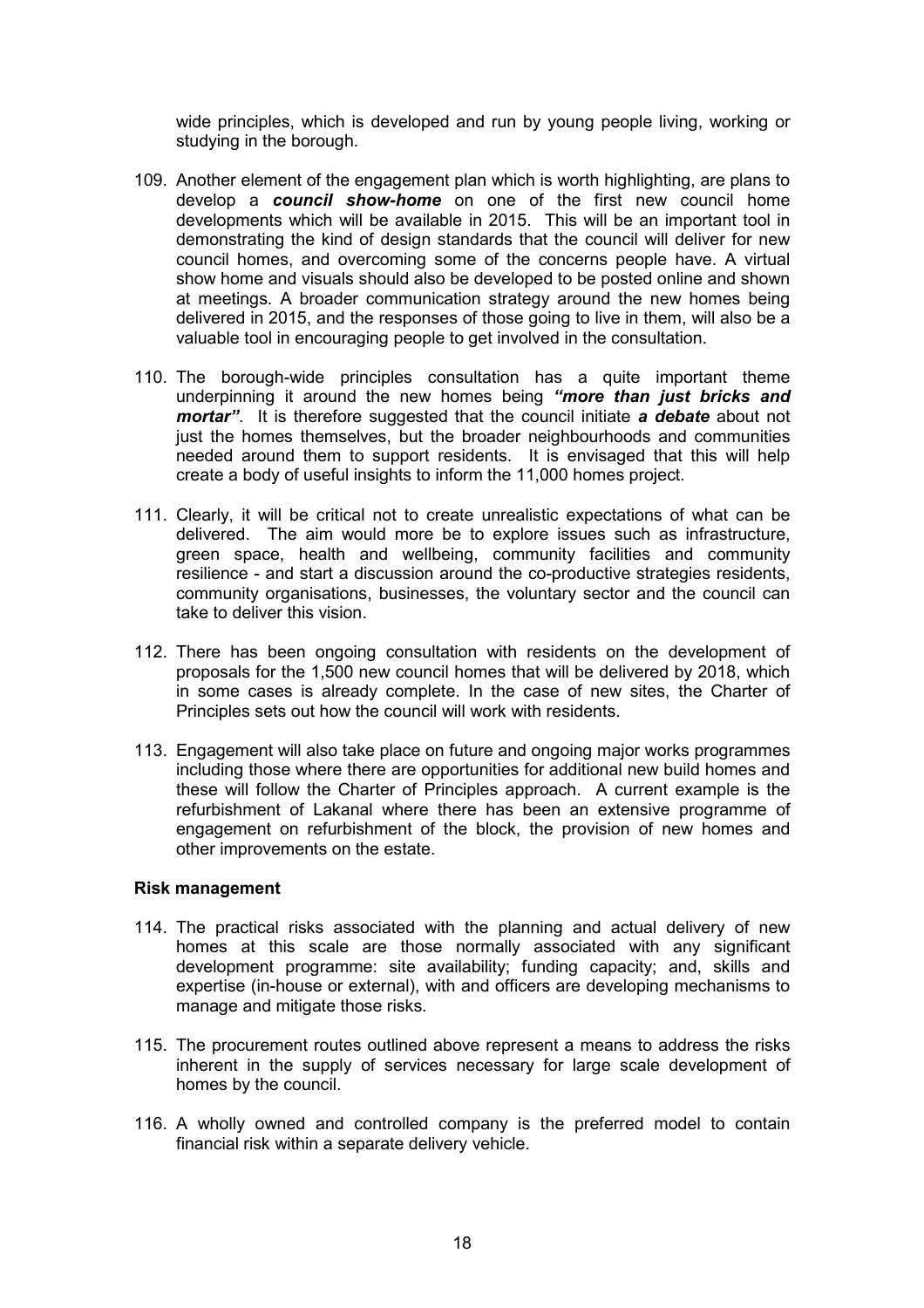wide principles, which is developed and run by young people living, working or studying in the borough.

109. Another element of the engagement plan which is worth highlighting, are plans to develop a ***council show-home*** on one of the first new council home developments which will be available in 2015. This will be an important tool in demonstrating the kind of design standards that the council will deliver for new council homes, and overcoming some of the concerns people have. A virtual show home and visuals should also be developed to be posted online and shown at meetings. A broader communication strategy around the new homes being delivered in 2015, and the responses of those going to live in them, will also be a valuable tool in encouraging people to get involved in the consultation.

110. The borough-wide principles consultation has a quite important theme underpinning it around the new homes being ***"more than just bricks and mortar"***. It is therefore suggested that the council initiate ***a debate*** about not just the homes themselves, but the broader neighbourhoods and communities needed around them to support residents. It is envisaged that this will help create a body of useful insights to inform the 11,000 homes project.

111. Clearly, it will be critical not to create unrealistic expectations of what can be delivered. The aim would more be to explore issues such as infrastructure, green space, health and wellbeing, community facilities and community resilience - and start a discussion around the co-productive strategies residents, community organisations, businesses, the voluntary sector and the council can take to deliver this vision.

112. There has been ongoing consultation with residents on the development of proposals for the 1,500 new council homes that will be delivered by 2018, which in some cases is already complete. In the case of new sites, the Charter of Principles sets out how the council will work with residents.

113. Engagement will also take place on future and ongoing major works programmes including those where there are opportunities for additional new build homes and these will follow the Charter of Principles approach. A current example is the refurbishment of Lakanal where there has been an extensive programme of engagement on refurbishment of the block, the provision of new homes and other improvements on the estate.

**Risk management**

114. The practical risks associated with the planning and actual delivery of new homes at this scale are those normally associated with any significant development programme: site availability; funding capacity; and, skills and expertise (in-house or external), with and officers are developing mechanisms to manage and mitigate those risks.

115. The procurement routes outlined above represent a means to address the risks inherent in the supply of services necessary for large scale development of homes by the council.

116. A wholly owned and controlled company is the preferred model to contain financial risk within a separate delivery vehicle.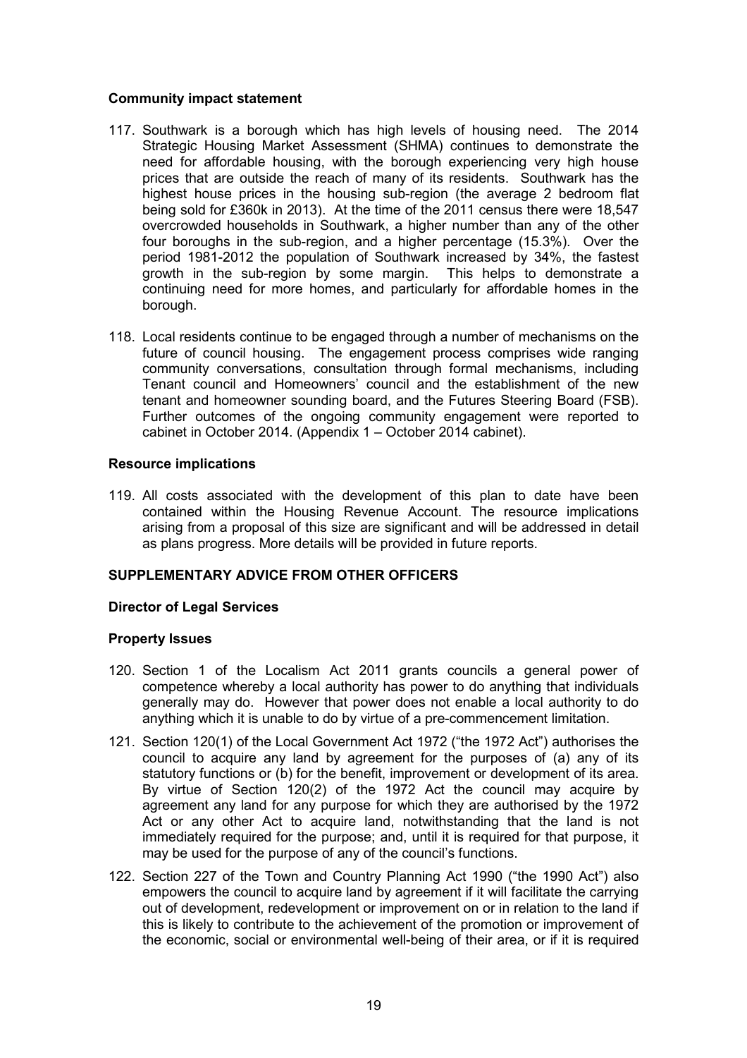**Community impact statement**

117. Southwark is a borough which has high levels of housing need. The 2014 Strategic Housing Market Assessment (SHMA) continues to demonstrate the need for affordable housing, with the borough experiencing very high house prices that are outside the reach of many of its residents. Southwark has the highest house prices in the housing sub-region (the average 2 bedroom flat being sold for £360k in 2013). At the time of the 2011 census there were 18,547 overcrowded households in Southwark, a higher number than any of the other four boroughs in the sub-region, and a higher percentage (15.3%). Over the period 1981-2012 the population of Southwark increased by 34%, the fastest growth in the sub-region by some margin. This helps to demonstrate a continuing need for more homes, and particularly for affordable homes in the borough.

118. Local residents continue to be engaged through a number of mechanisms on the future of council housing. The engagement process comprises wide ranging community conversations, consultation through formal mechanisms, including Tenant council and Homeowners' council and the establishment of the new tenant and homeowner sounding board, and the Futures Steering Board (FSB). Further outcomes of the ongoing community engagement were reported to cabinet in October 2014. (Appendix 1 – October 2014 cabinet).

**Resource implications**

119. All costs associated with the development of this plan to date have been contained within the Housing Revenue Account. The resource implications arising from a proposal of this size are significant and will be addressed in detail as plans progress. More details will be provided in future reports.

**SUPPLEMENTARY ADVICE FROM OTHER OFFICERS**

**Director of Legal Services**

**Property Issues**

120. Section 1 of the Localism Act 2011 grants councils a general power of competence whereby a local authority has power to do anything that individuals generally may do. However that power does not enable a local authority to do anything which it is unable to do by virtue of a pre-commencement limitation.

121. Section 120(1) of the Local Government Act 1972 ("the 1972 Act") authorises the council to acquire any land by agreement for the purposes of (a) any of its statutory functions or (b) for the benefit, improvement or development of its area. By virtue of Section 120(2) of the 1972 Act the council may acquire by agreement any land for any purpose for which they are authorised by the 1972 Act or any other Act to acquire land, notwithstanding that the land is not immediately required for the purpose; and, until it is required for that purpose, it may be used for the purpose of any of the council's functions.

122. Section 227 of the Town and Country Planning Act 1990 ("the 1990 Act") also empowers the council to acquire land by agreement if it will facilitate the carrying out of development, redevelopment or improvement on or in relation to the land if this is likely to contribute to the achievement of the promotion or improvement of the economic, social or environmental well-being of their area, or if it is required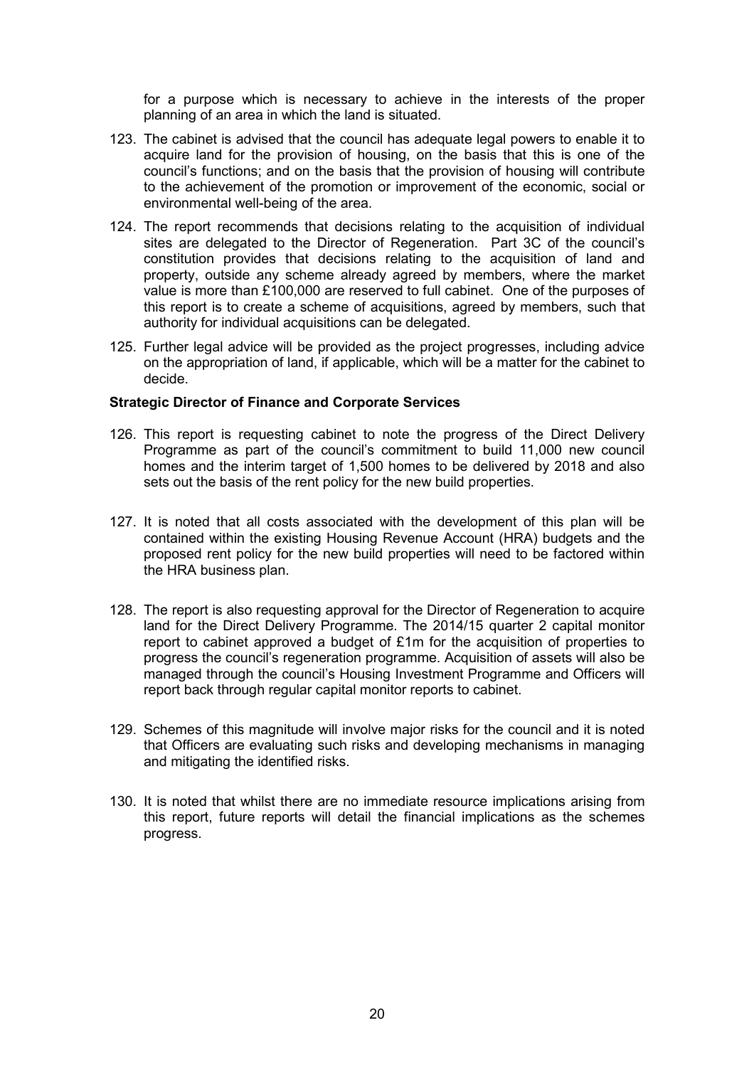for a purpose which is necessary to achieve in the interests of the proper planning of an area in which the land is situated.

123. The cabinet is advised that the council has adequate legal powers to enable it to acquire land for the provision of housing, on the basis that this is one of the council's functions; and on the basis that the provision of housing will contribute to the achievement of the promotion or improvement of the economic, social or environmental well-being of the area.

124. The report recommends that decisions relating to the acquisition of individual sites are delegated to the Director of Regeneration. Part 3C of the council's constitution provides that decisions relating to the acquisition of land and property, outside any scheme already agreed by members, where the market value is more than £100,000 are reserved to full cabinet. One of the purposes of this report is to create a scheme of acquisitions, agreed by members, such that authority for individual acquisitions can be delegated.

125. Further legal advice will be provided as the project progresses, including advice on the appropriation of land, if applicable, which will be a matter for the cabinet to decide.

**Strategic Director of Finance and Corporate Services**

126. This report is requesting cabinet to note the progress of the Direct Delivery Programme as part of the council's commitment to build 11,000 new council homes and the interim target of 1,500 homes to be delivered by 2018 and also sets out the basis of the rent policy for the new build properties.

127. It is noted that all costs associated with the development of this plan will be contained within the existing Housing Revenue Account (HRA) budgets and the proposed rent policy for the new build properties will need to be factored within the HRA business plan.

128. The report is also requesting approval for the Director of Regeneration to acquire land for the Direct Delivery Programme. The 2014/15 quarter 2 capital monitor report to cabinet approved a budget of £1m for the acquisition of properties to progress the council's regeneration programme. Acquisition of assets will also be managed through the council's Housing Investment Programme and Officers will report back through regular capital monitor reports to cabinet.

129. Schemes of this magnitude will involve major risks for the council and it is noted that Officers are evaluating such risks and developing mechanisms in managing and mitigating the identified risks.

130. It is noted that whilst there are no immediate resource implications arising from this report, future reports will detail the financial implications as the schemes progress.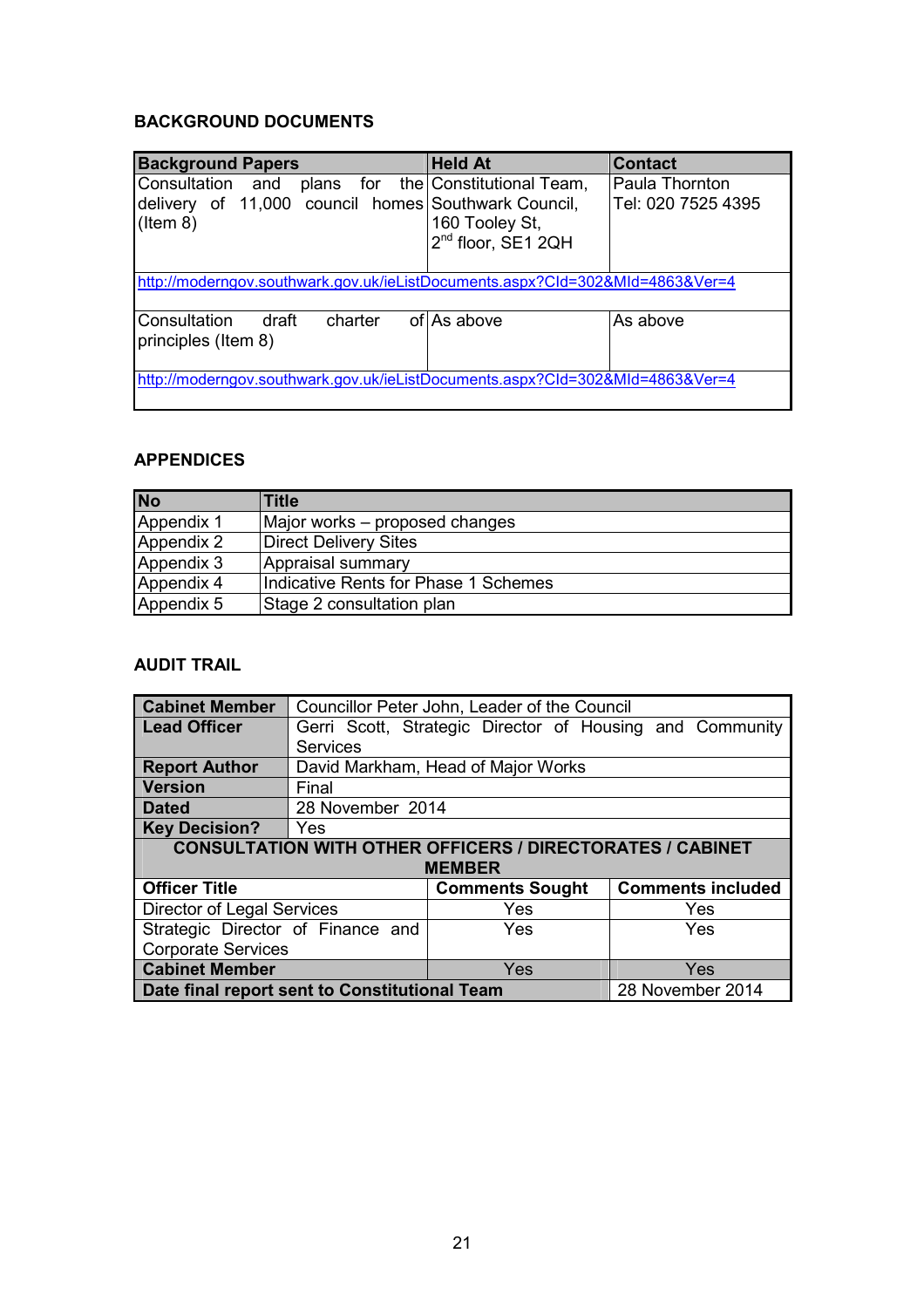## BACKGROUND DOCUMENTS

| Background Papers | Held At | Contact |
|---|---|---|
| Consultation and plans for the delivery of 11,000 council homes (Item 8) | Constitutional Team, Southwark Council, 160 Tooley St, 2nd floor, SE1 2QH | Paula Thornton Tel: 020 7525 4395 |
| http://moderngov.southwark.gov.uk/ieListDocuments.aspx?CId=302&MId=4863&Ver=4 | | |
| Consultation draft charter of principles (Item 8) | As above | As above |
| http://moderngov.southwark.gov.uk/ieListDocuments.aspx?CId=302&MId=4863&Ver=4 | | |

## APPENDICES

| No | Title |
|---|---|
| Appendix 1 | Major works – proposed changes |
| Appendix 2 | Direct Delivery Sites |
| Appendix 3 | Appraisal summary |
| Appendix 4 | Indicative Rents for Phase 1 Schemes |
| Appendix 5 | Stage 2 consultation plan |

## AUDIT TRAIL

| | | |
|---|---|---|
| **Cabinet Member** | Councillor Peter John, Leader of the Council | |
| **Lead Officer** | Gerri Scott, Strategic Director of Housing and Community Services | |
| **Report Author** | David Markham, Head of Major Works | |
| **Version** | Final | |
| **Dated** | 28 November 2014 | |
| **Key Decision?** | Yes | |
| **CONSULTATION WITH OTHER OFFICERS / DIRECTORATES / CABINET MEMBER** | | |
| **Officer Title** | **Comments Sought** | **Comments included** |
| Director of Legal Services | Yes | Yes |
| Strategic Director of Finance and Corporate Services | Yes | Yes |
| **Cabinet Member** | Yes | Yes |
| **Date final report sent to Constitutional Team** | | 28 November 2014 |